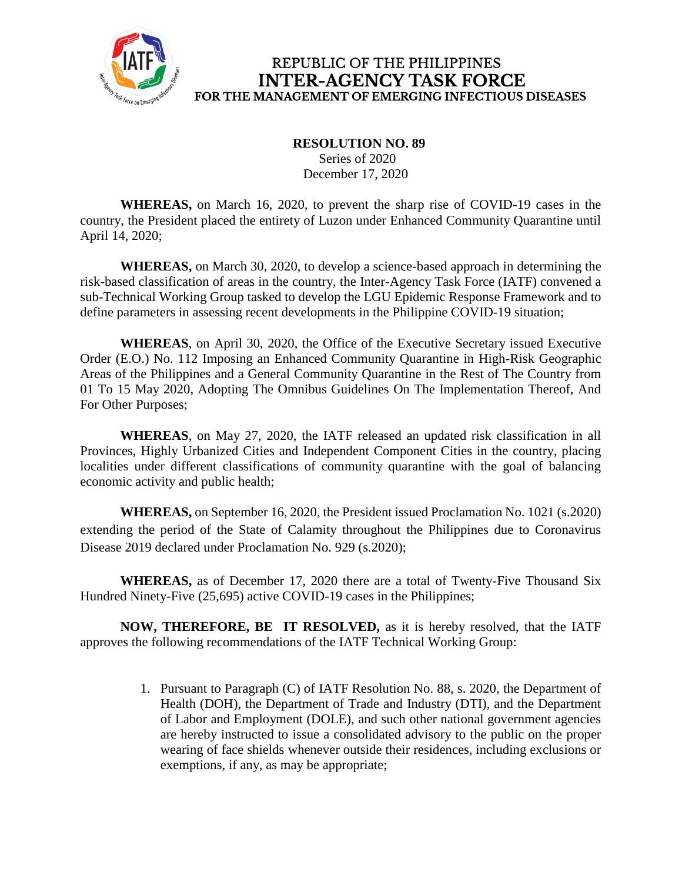REPUBLIC OF THE PHILIPPINES
**INTER-AGENCY TASK FORCE**
**FOR THE MANAGEMENT OF EMERGING INFECTIOUS DISEASES**

**RESOLUTION NO. 89**
Series of 2020
December 17, 2020

**WHEREAS,** on March 16, 2020, to prevent the sharp rise of COVID-19 cases in the country, the President placed the entirety of Luzon under Enhanced Community Quarantine until April 14, 2020;

**WHEREAS,** on March 30, 2020, to develop a science-based approach in determining the risk-based classification of areas in the country, the Inter-Agency Task Force (IATF) convened a sub-Technical Working Group tasked to develop the LGU Epidemic Response Framework and to define parameters in assessing recent developments in the Philippine COVID-19 situation;

**WHEREAS**, on April 30, 2020, the Office of the Executive Secretary issued Executive Order (E.O.) No. 112 Imposing an Enhanced Community Quarantine in High-Risk Geographic Areas of the Philippines and a General Community Quarantine in the Rest of The Country from 01 To 15 May 2020, Adopting The Omnibus Guidelines On The Implementation Thereof, And For Other Purposes;

**WHEREAS**, on May 27, 2020, the IATF released an updated risk classification in all Provinces, Highly Urbanized Cities and Independent Component Cities in the country, placing localities under different classifications of community quarantine with the goal of balancing economic activity and public health;

**WHEREAS,** on September 16, 2020, the President issued Proclamation No. 1021 (s.2020) extending the period of the State of Calamity throughout the Philippines due to Coronavirus Disease 2019 declared under Proclamation No. 929 (s.2020);

**WHEREAS,** as of December 17, 2020 there are a total of Twenty-Five Thousand Six Hundred Ninety-Five (25,695) active COVID-19 cases in the Philippines;

**NOW, THEREFORE, BE IT RESOLVED,** as it is hereby resolved, that the IATF approves the following recommendations of the IATF Technical Working Group:

1. Pursuant to Paragraph (C) of IATF Resolution No. 88, s. 2020, the Department of Health (DOH), the Department of Trade and Industry (DTI), and the Department of Labor and Employment (DOLE), and such other national government agencies are hereby instructed to issue a consolidated advisory to the public on the proper wearing of face shields whenever outside their residences, including exclusions or exemptions, if any, as may be appropriate;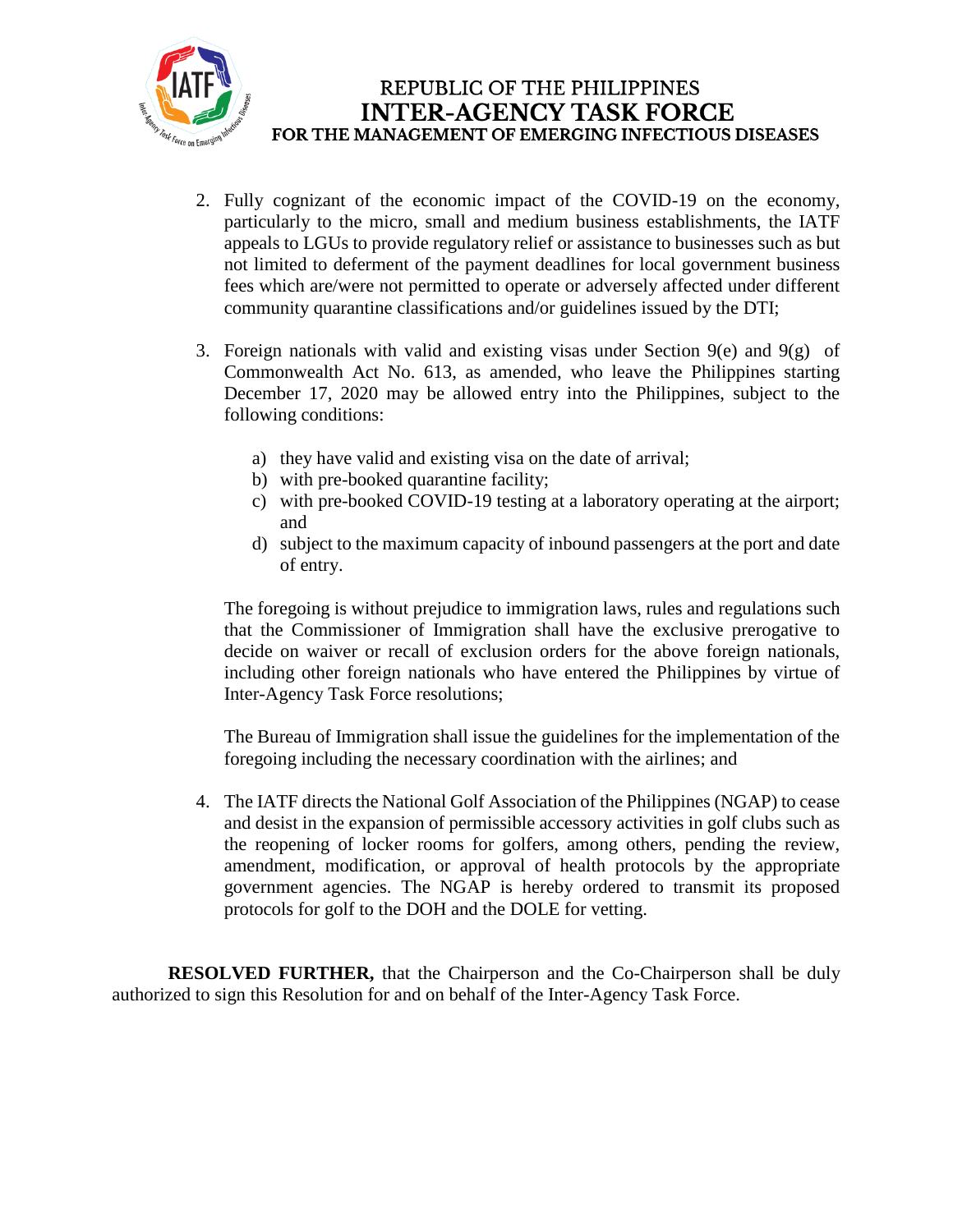2. Fully cognizant of the economic impact of the COVID-19 on the economy, particularly to the micro, small and medium business establishments, the IATF appeals to LGUs to provide regulatory relief or assistance to businesses such as but not limited to deferment of the payment deadlines for local government business fees which are/were not permitted to operate or adversely affected under different community quarantine classifications and/or guidelines issued by the DTI;

3. Foreign nationals with valid and existing visas under Section 9(e) and 9(g) of Commonwealth Act No. 613, as amended, who leave the Philippines starting December 17, 2020 may be allowed entry into the Philippines, subject to the following conditions:

   a) they have valid and existing visa on the date of arrival;
   b) with pre-booked quarantine facility;
   c) with pre-booked COVID-19 testing at a laboratory operating at the airport; and
   d) subject to the maximum capacity of inbound passengers at the port and date of entry.

   The foregoing is without prejudice to immigration laws, rules and regulations such that the Commissioner of Immigration shall have the exclusive prerogative to decide on waiver or recall of exclusion orders for the above foreign nationals, including other foreign nationals who have entered the Philippines by virtue of Inter-Agency Task Force resolutions;

   The Bureau of Immigration shall issue the guidelines for the implementation of the foregoing including the necessary coordination with the airlines; and

4. The IATF directs the National Golf Association of the Philippines (NGAP) to cease and desist in the expansion of permissible accessory activities in golf clubs such as the reopening of locker rooms for golfers, among others, pending the review, amendment, modification, or approval of health protocols by the appropriate government agencies. The NGAP is hereby ordered to transmit its proposed protocols for golf to the DOH and the DOLE for vetting.

**RESOLVED FURTHER,** that the Chairperson and the Co-Chairperson shall be duly authorized to sign this Resolution for and on behalf of the Inter-Agency Task Force.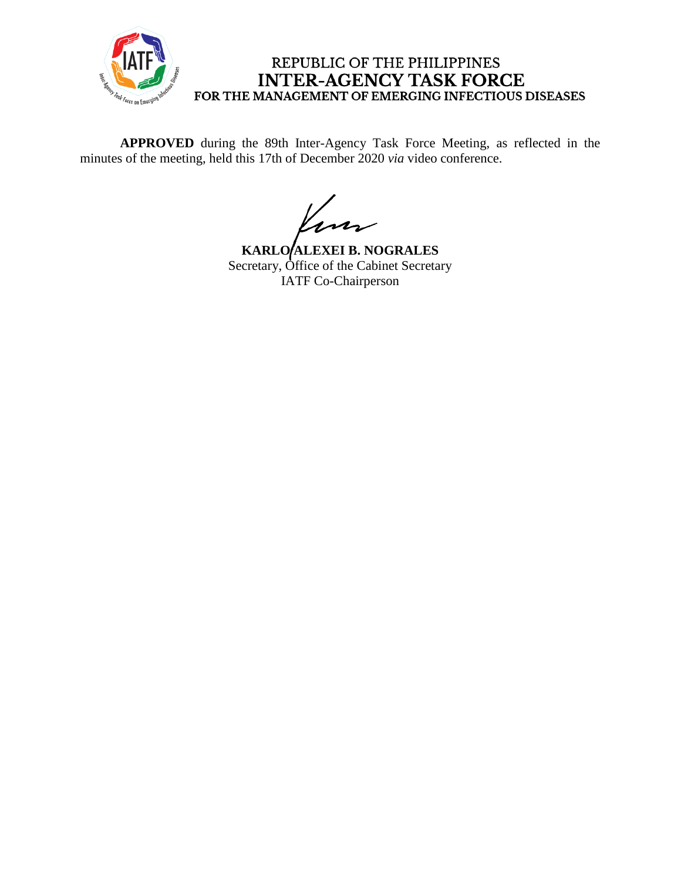REPUBLIC OF THE PHILIPPINES
**INTER-AGENCY TASK FORCE**
**FOR THE MANAGEMENT OF EMERGING INFECTIOUS DISEASES**

**APPROVED** during the 89th Inter-Agency Task Force Meeting, as reflected in the minutes of the meeting, held this 17th of December 2020 *via* video conference.

**KARLO ALEXEI B. NOGRALES**
Secretary, Office of the Cabinet Secretary
IATF Co-Chairperson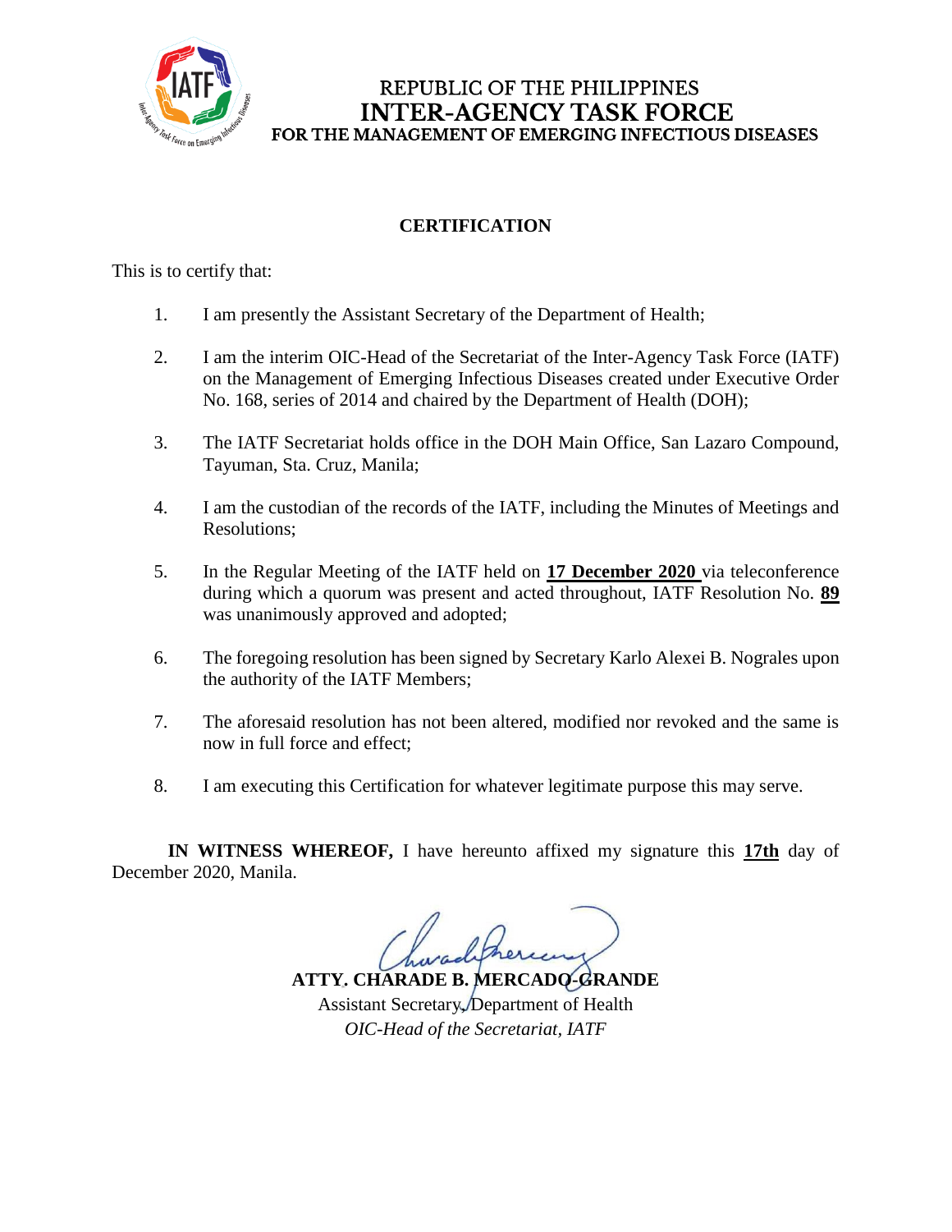REPUBLIC OF THE PHILIPPINES
**INTER-AGENCY TASK FORCE**
**FOR THE MANAGEMENT OF EMERGING INFECTIOUS DISEASES**

## CERTIFICATION

This is to certify that:

1. I am presently the Assistant Secretary of the Department of Health;

2. I am the interim OIC-Head of the Secretariat of the Inter-Agency Task Force (IATF) on the Management of Emerging Infectious Diseases created under Executive Order No. 168, series of 2014 and chaired by the Department of Health (DOH);

3. The IATF Secretariat holds office in the DOH Main Office, San Lazaro Compound, Tayuman, Sta. Cruz, Manila;

4. I am the custodian of the records of the IATF, including the Minutes of Meetings and Resolutions;

5. In the Regular Meeting of the IATF held on **17 December 2020** via teleconference during which a quorum was present and acted throughout, IATF Resolution No. **89** was unanimously approved and adopted;

6. The foregoing resolution has been signed by Secretary Karlo Alexei B. Nograles upon the authority of the IATF Members;

7. The aforesaid resolution has not been altered, modified nor revoked and the same is now in full force and effect;

8. I am executing this Certification for whatever legitimate purpose this may serve.

**IN WITNESS WHEREOF,** I have hereunto affixed my signature this **17th** day of December 2020, Manila.

**ATTY. CHARADE B. MERCADO-GRANDE**
Assistant Secretary, Department of Health
*OIC-Head of the Secretariat, IATF*